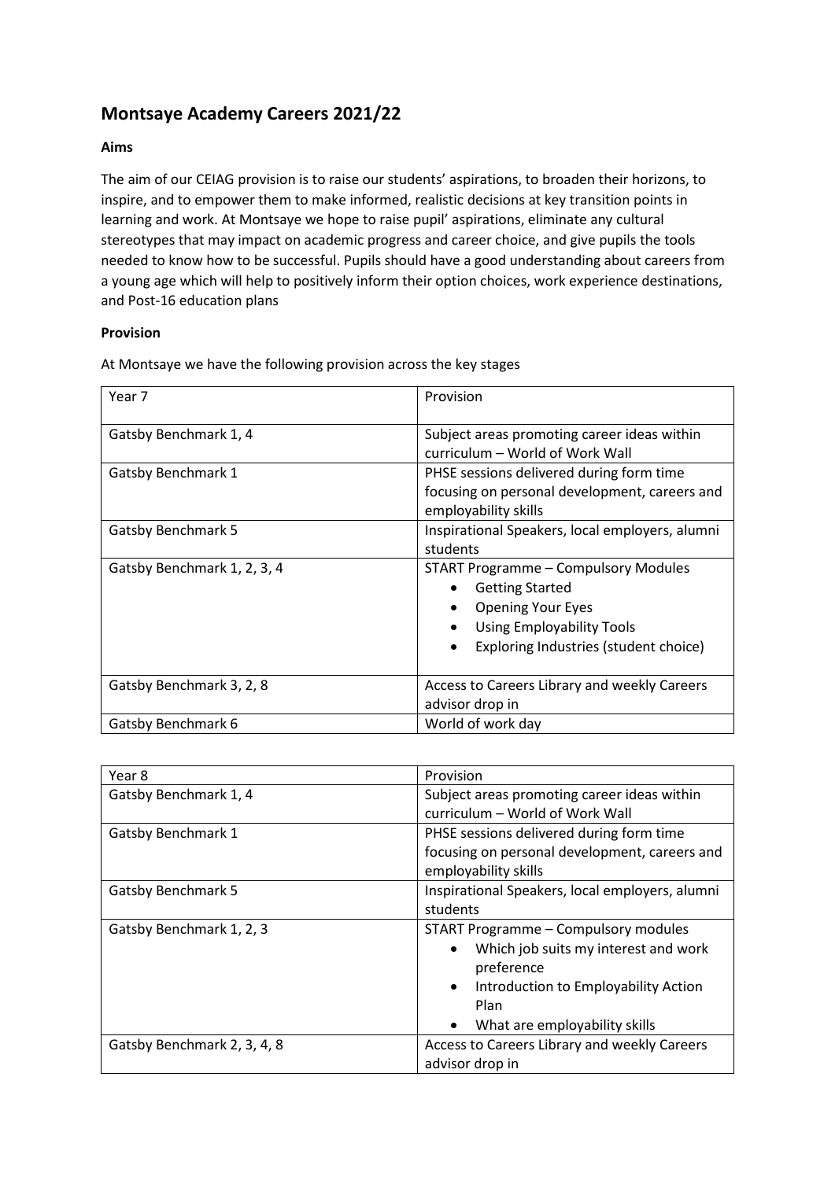# Montsaye Academy Careers 2021/22

**Aims**

The aim of our CEIAG provision is to raise our students' aspirations, to broaden their horizons, to inspire, and to empower them to make informed, realistic decisions at key transition points in learning and work. At Montsaye we hope to raise pupil' aspirations, eliminate any cultural stereotypes that may impact on academic progress and career choice, and give pupils the tools needed to know how to be successful. Pupils should have a good understanding about careers from a young age which will help to positively inform their option choices, work experience destinations, and Post-16 education plans

**Provision**

At Montsaye we have the following provision across the key stages

| Year 7 | Provision |
|---|---|
| Gatsby Benchmark 1, 4 | Subject areas promoting career ideas within curriculum – World of Work Wall |
| Gatsby Benchmark 1 | PHSE sessions delivered during form time focusing on personal development, careers and employability skills |
| Gatsby Benchmark 5 | Inspirational Speakers, local employers, alumni students |
| Gatsby Benchmark 1, 2, 3, 4 | START Programme – Compulsory Modules<br>• Getting Started<br>• Opening Your Eyes<br>• Using Employability Tools<br>• Exploring Industries (student choice) |
| Gatsby Benchmark 3, 2, 8 | Access to Careers Library and weekly Careers advisor drop in |
| Gatsby Benchmark 6 | World of work day |

| Year 8 | Provision |
|---|---|
| Gatsby Benchmark 1, 4 | Subject areas promoting career ideas within curriculum – World of Work Wall |
| Gatsby Benchmark 1 | PHSE sessions delivered during form time focusing on personal development, careers and employability skills |
| Gatsby Benchmark 5 | Inspirational Speakers, local employers, alumni students |
| Gatsby Benchmark 1, 2, 3 | START Programme – Compulsory modules<br>• Which job suits my interest and work preference<br>• Introduction to Employability Action Plan<br>• What are employability skills |
| Gatsby Benchmark 2, 3, 4, 8 | Access to Careers Library and weekly Careers advisor drop in |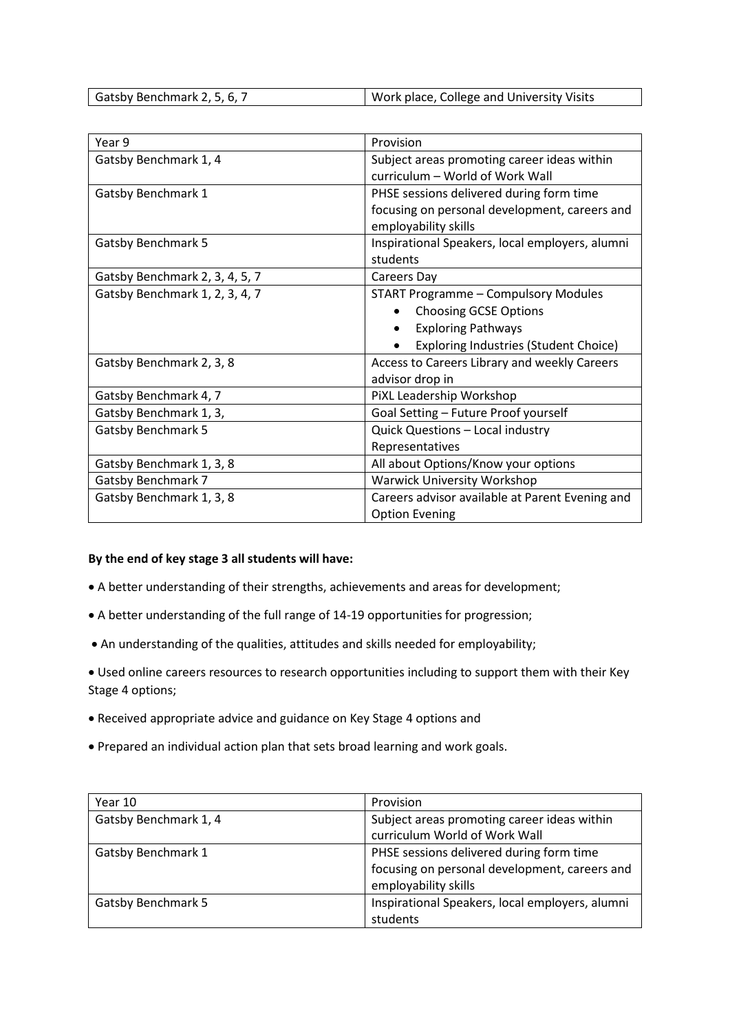| Gatsby Benchmark 2, 5, 6, 7 | Work place, College and University Visits |
|---|---|

| Year 9 | Provision |
|---|---|
| Gatsby Benchmark 1, 4 | Subject areas promoting career ideas within curriculum – World of Work Wall |
| Gatsby Benchmark 1 | PHSE sessions delivered during form time focusing on personal development, careers and employability skills |
| Gatsby Benchmark 5 | Inspirational Speakers, local employers, alumni students |
| Gatsby Benchmark 2, 3, 4, 5, 7 | Careers Day |
| Gatsby Benchmark 1, 2, 3, 4, 7 | START Programme – Compulsory Modules<br>• Choosing GCSE Options<br>• Exploring Pathways<br>• Exploring Industries (Student Choice) |
| Gatsby Benchmark 2, 3, 8 | Access to Careers Library and weekly Careers advisor drop in |
| Gatsby Benchmark 4, 7 | PiXL Leadership Workshop |
| Gatsby Benchmark 1, 3, | Goal Setting – Future Proof yourself |
| Gatsby Benchmark 5 | Quick Questions – Local industry Representatives |
| Gatsby Benchmark 1, 3, 8 | All about Options/Know your options |
| Gatsby Benchmark 7 | Warwick University Workshop |
| Gatsby Benchmark 1, 3, 8 | Careers advisor available at Parent Evening and Option Evening |

**By the end of key stage 3 all students will have:**

- A better understanding of their strengths, achievements and areas for development;
- A better understanding of the full range of 14-19 opportunities for progression;
- An understanding of the qualities, attitudes and skills needed for employability;
- Used online careers resources to research opportunities including to support them with their Key Stage 4 options;
- Received appropriate advice and guidance on Key Stage 4 options and
- Prepared an individual action plan that sets broad learning and work goals.

| Year 10 | Provision |
|---|---|
| Gatsby Benchmark 1, 4 | Subject areas promoting career ideas within curriculum World of Work Wall |
| Gatsby Benchmark 1 | PHSE sessions delivered during form time focusing on personal development, careers and employability skills |
| Gatsby Benchmark 5 | Inspirational Speakers, local employers, alumni students |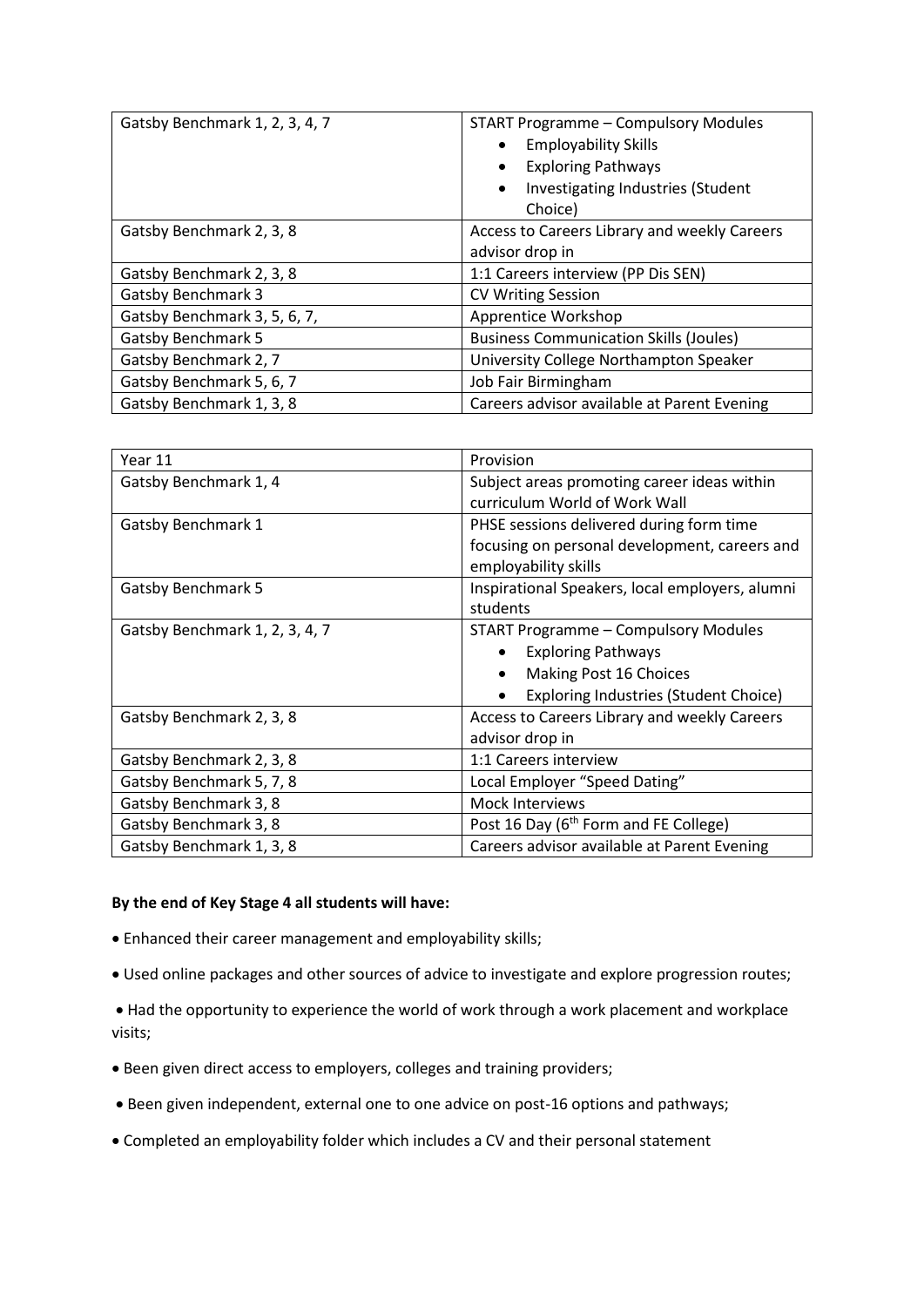| | |
|---|---|
| Gatsby Benchmark 1, 2, 3, 4, 7 | START Programme – Compulsory Modules<br>• Employability Skills<br>• Exploring Pathways<br>• Investigating Industries (Student Choice) |
| Gatsby Benchmark 2, 3, 8 | Access to Careers Library and weekly Careers advisor drop in |
| Gatsby Benchmark 2, 3, 8 | 1:1 Careers interview (PP Dis SEN) |
| Gatsby Benchmark 3 | CV Writing Session |
| Gatsby Benchmark 3, 5, 6, 7, | Apprentice Workshop |
| Gatsby Benchmark 5 | Business Communication Skills (Joules) |
| Gatsby Benchmark 2, 7 | University College Northampton Speaker |
| Gatsby Benchmark 5, 6, 7 | Job Fair Birmingham |
| Gatsby Benchmark 1, 3, 8 | Careers advisor available at Parent Evening |

| Year 11 | Provision |
|---|---|
| Gatsby Benchmark 1, 4 | Subject areas promoting career ideas within curriculum World of Work Wall |
| Gatsby Benchmark 1 | PHSE sessions delivered during form time focusing on personal development, careers and employability skills |
| Gatsby Benchmark 5 | Inspirational Speakers, local employers, alumni students |
| Gatsby Benchmark 1, 2, 3, 4, 7 | START Programme – Compulsory Modules<br>• Exploring Pathways<br>• Making Post 16 Choices<br>• Exploring Industries (Student Choice) |
| Gatsby Benchmark 2, 3, 8 | Access to Careers Library and weekly Careers advisor drop in |
| Gatsby Benchmark 2, 3, 8 | 1:1 Careers interview |
| Gatsby Benchmark 5, 7, 8 | Local Employer "Speed Dating" |
| Gatsby Benchmark 3, 8 | Mock Interviews |
| Gatsby Benchmark 3, 8 | Post 16 Day (6th Form and FE College) |
| Gatsby Benchmark 1, 3, 8 | Careers advisor available at Parent Evening |

**By the end of Key Stage 4 all students will have:**

- Enhanced their career management and employability skills;
- Used online packages and other sources of advice to investigate and explore progression routes;
- Had the opportunity to experience the world of work through a work placement and workplace visits;
- Been given direct access to employers, colleges and training providers;
- Been given independent, external one to one advice on post-16 options and pathways;
- Completed an employability folder which includes a CV and their personal statement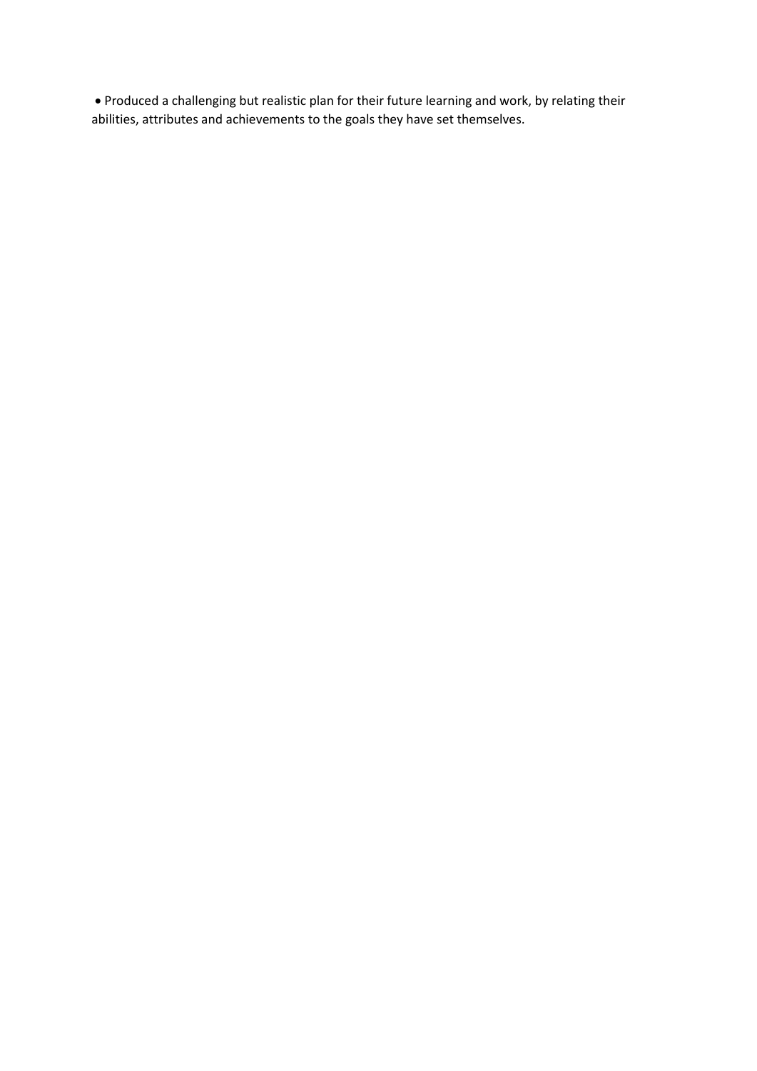- Produced a challenging but realistic plan for their future learning and work, by relating their abilities, attributes and achievements to the goals they have set themselves.